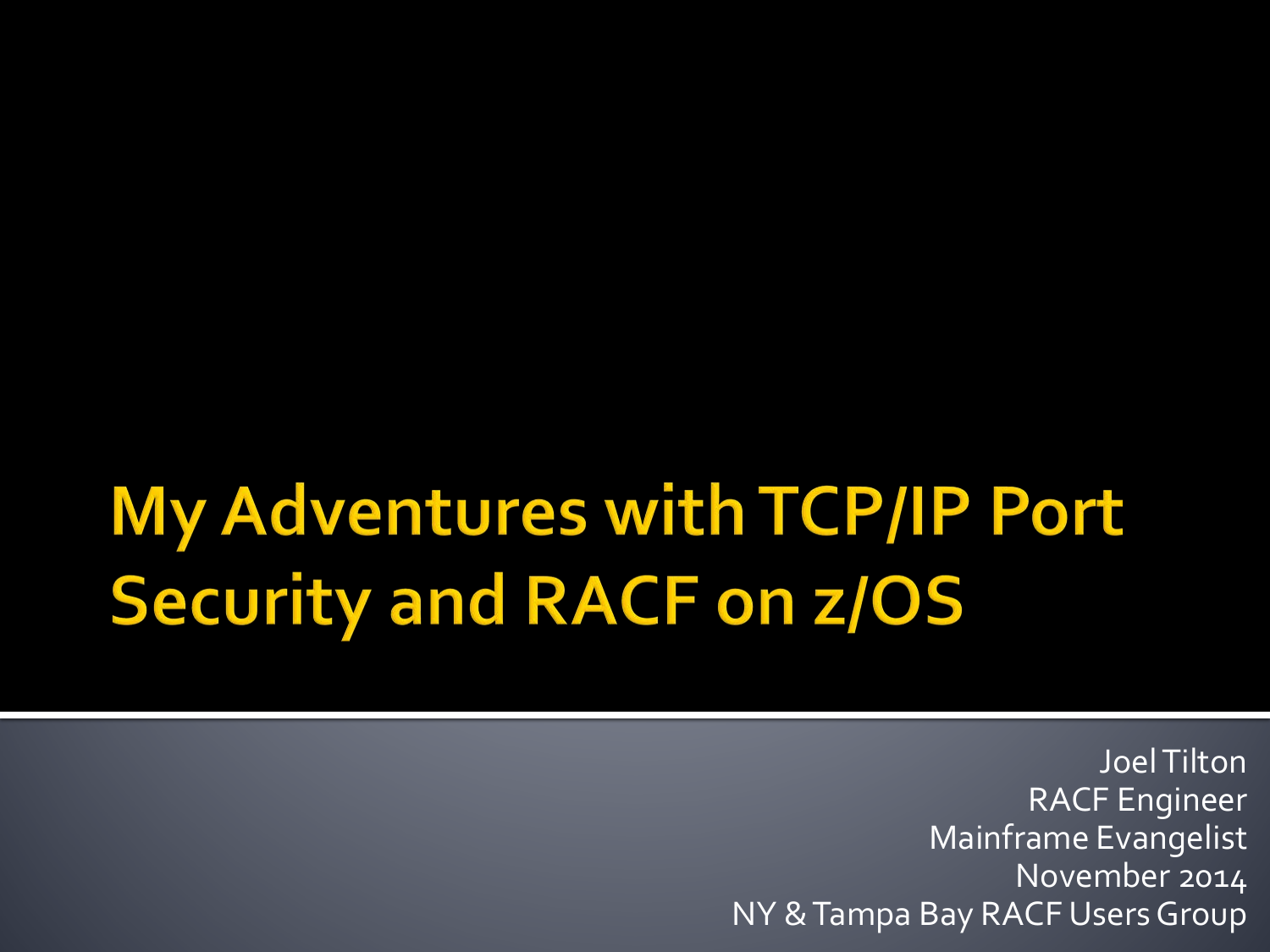# My Adventures with TCP/IP Port Security and RACF on z/OS

Joel Tilton
RACF Engineer
Mainframe Evangelist
November 2014
NY & Tampa Bay RACF Users Group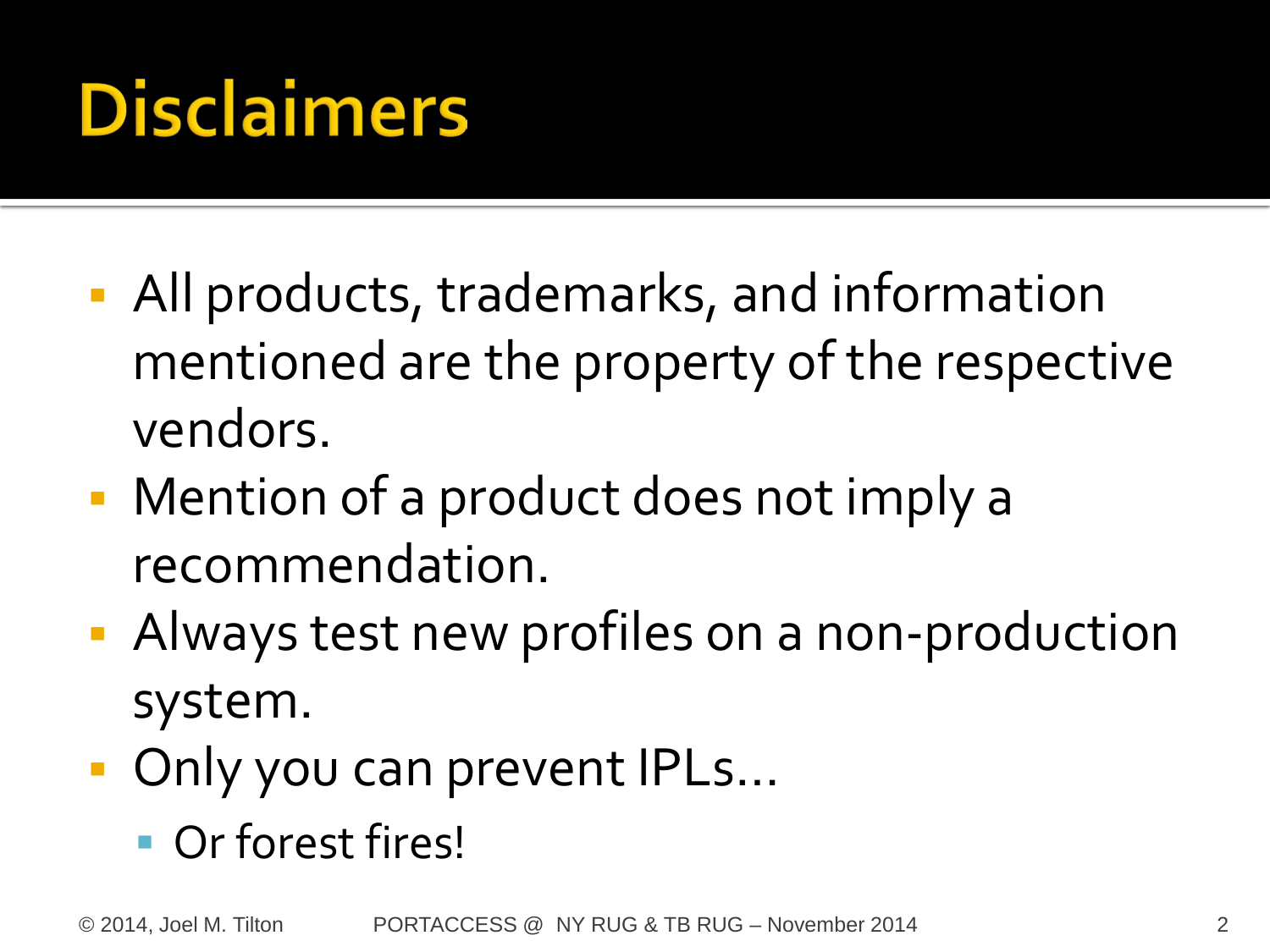# Disclaimers

- All products, trademarks, and information mentioned are the property of the respective vendors.
- Mention of a product does not imply a recommendation.
- Always test new profiles on a non-production system.
- Only you can prevent IPLs…
  - Or forest fires!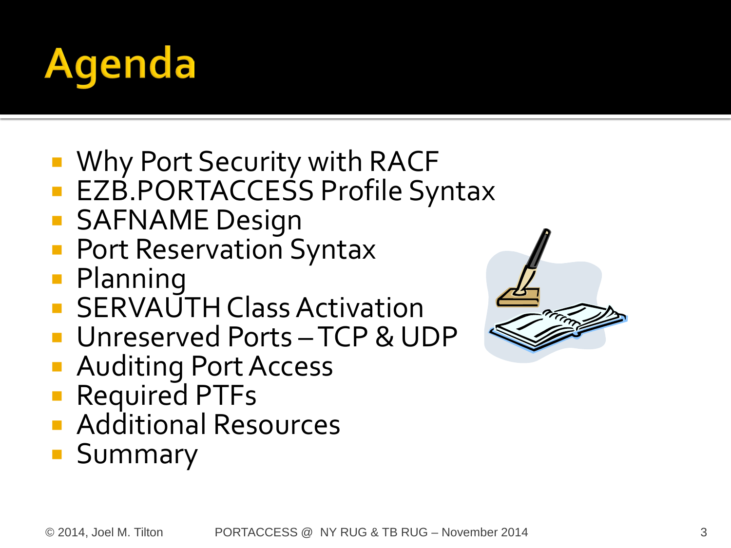# Agenda

- Why Port Security with RACF
- EZB.PORTACCESS Profile Syntax
- SAFNAME Design
- Port Reservation Syntax
- Planning
- SERVAUTH Class Activation
- Unreserved Ports – TCP & UDP
- Auditing Port Access
- Required PTFs
- Additional Resources
- Summary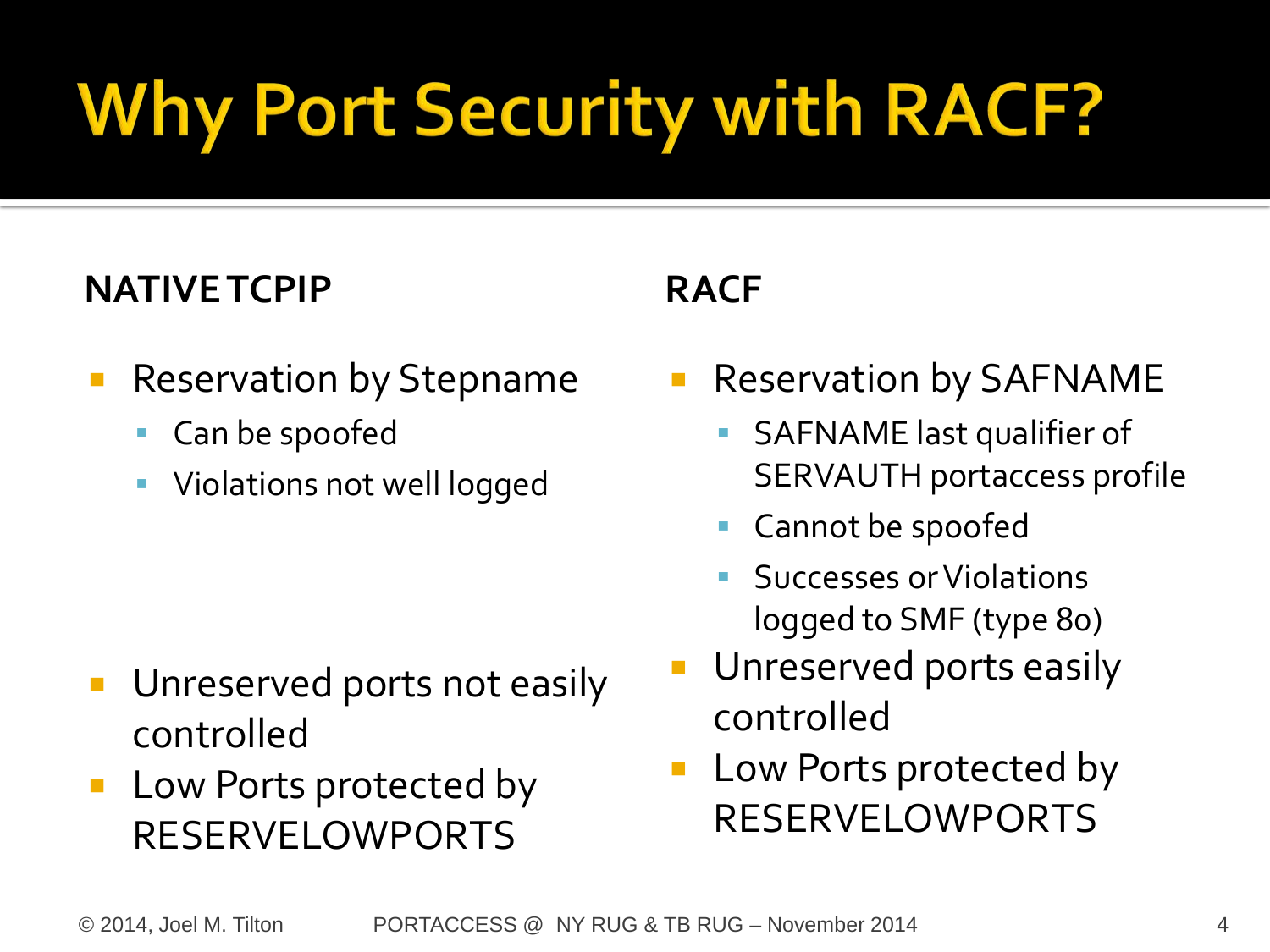# Why Port Security with RACF?

**NATIVE TCPIP**

- Reservation by Stepname
  - Can be spoofed
  - Violations not well logged
- Unreserved ports not easily controlled
- Low Ports protected by RESERVELOWPORTS

**RACF**

- Reservation by SAFNAME
  - SAFNAME last qualifier of SERVAUTH portaccess profile
  - Cannot be spoofed
  - Successes or Violations logged to SMF (type 80)
- Unreserved ports easily controlled
- Low Ports protected by RESERVELOWPORTS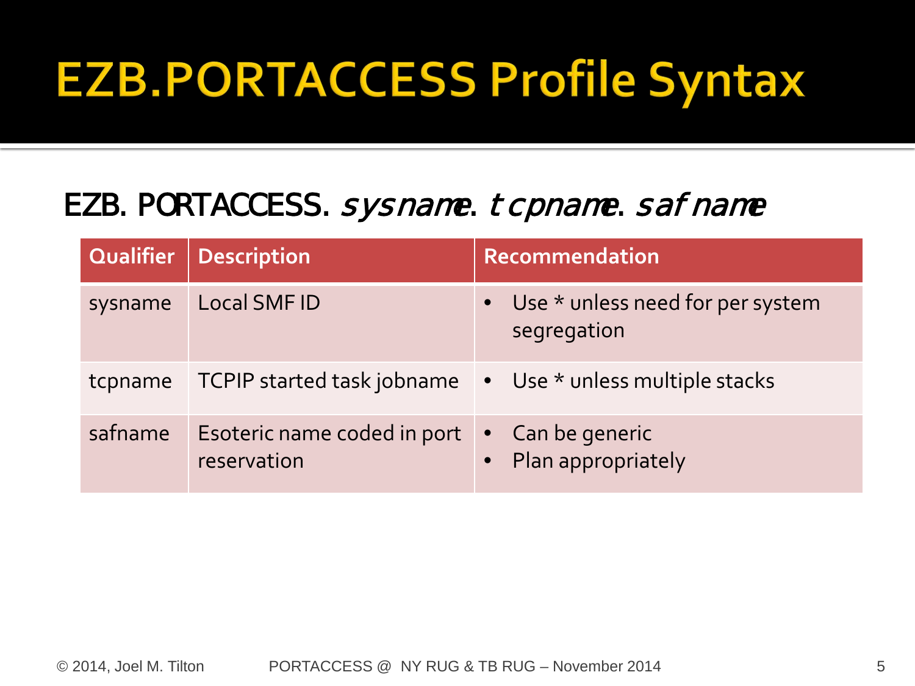# EZB.PORTACCESS Profile Syntax

EZB.PORTACCESS.*sysname*.*tcpname*.*safname*

| Qualifier | Description | Recommendation |
|---|---|---|
| sysname | Local SMF ID | • Use * unless need for per system segregation |
| tcpname | TCPIP started task jobname | • Use * unless multiple stacks |
| safname | Esoteric name coded in port reservation | • Can be generic<br>• Plan appropriately |

© 2014, Joel M. Tilton PORTACCESS @ NY RUG & TB RUG – November 2014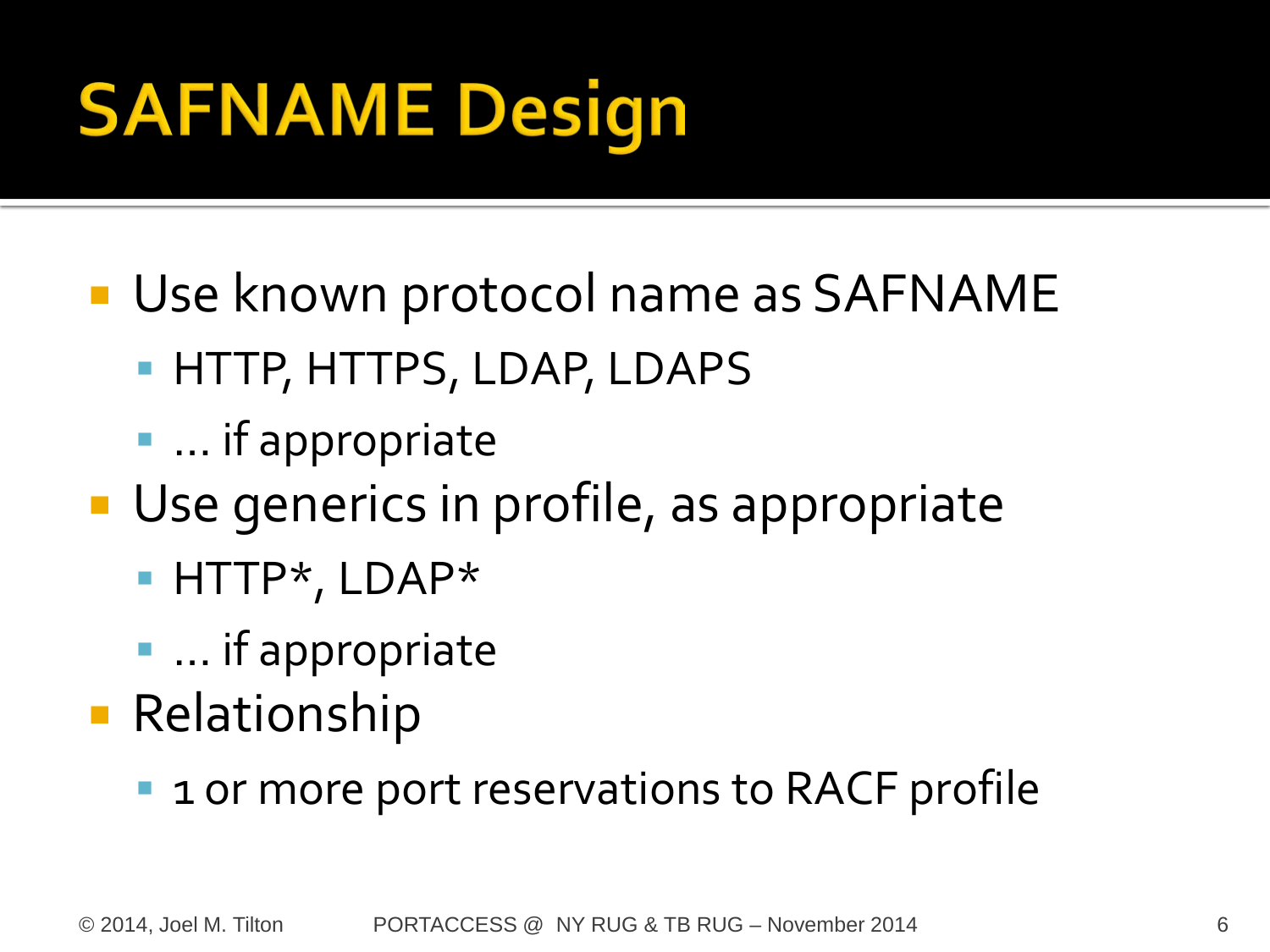# SAFNAME Design

- Use known protocol name as SAFNAME
  - HTTP, HTTPS, LDAP, LDAPS
  - ... if appropriate
- Use generics in profile, as appropriate
  - HTTP*, LDAP*
  - ... if appropriate
- Relationship
  - 1 or more port reservations to RACF profile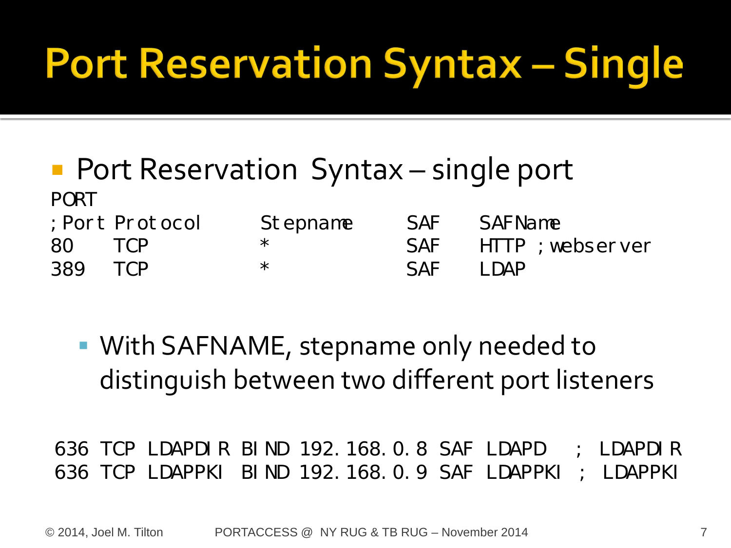# Port Reservation Syntax – Single

- Port Reservation  Syntax – single port

```
PORT
; Port  Protocol      Stepname      SAF     SAFName
80      TCP           *             SAF     HTTP  ; webserver
389     TCP           *             SAF     LDAP
```

  - With SAFNAME, stepname only needed to distinguish between two different port listeners

```
636  TCP  LDAPDIR  BIND 192.168.0.8  SAF  LDAPD    ;  LDAPDIR
636  TCP  LDAPPKI  BIND 192.168.0.9  SAF  LDAPPKI  ;  LDAPPKI
```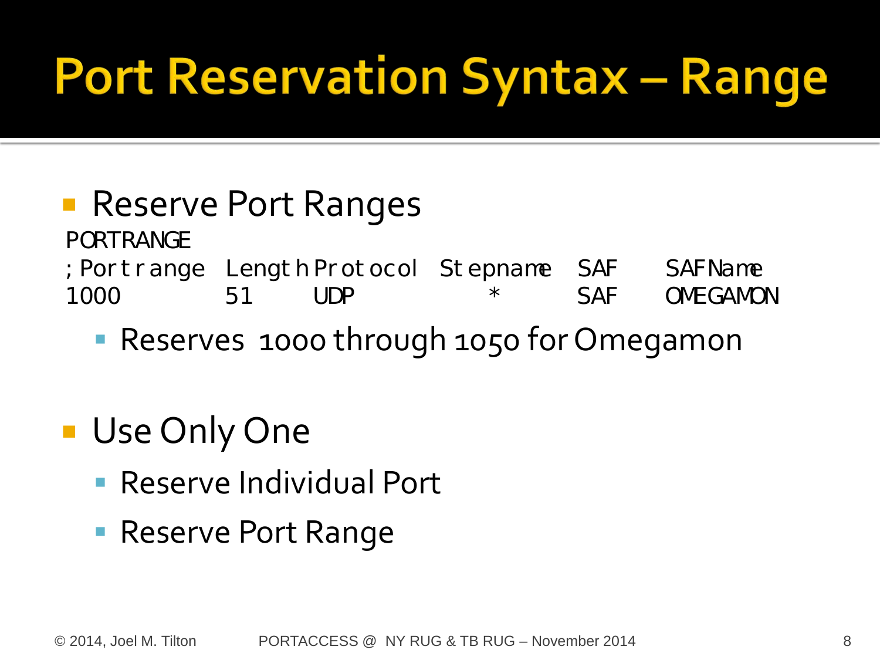# Port Reservation Syntax – Range

- Reserve Port Ranges

```
PORTRANGE
; Portrange  Length Protocol  Stepname  SAF  SAFName
1000         51     UDP          *      SAF  OMEGAMON
```

  - Reserves 1000 through 1050 for Omegamon

- Use Only One
  - Reserve Individual Port
  - Reserve Port Range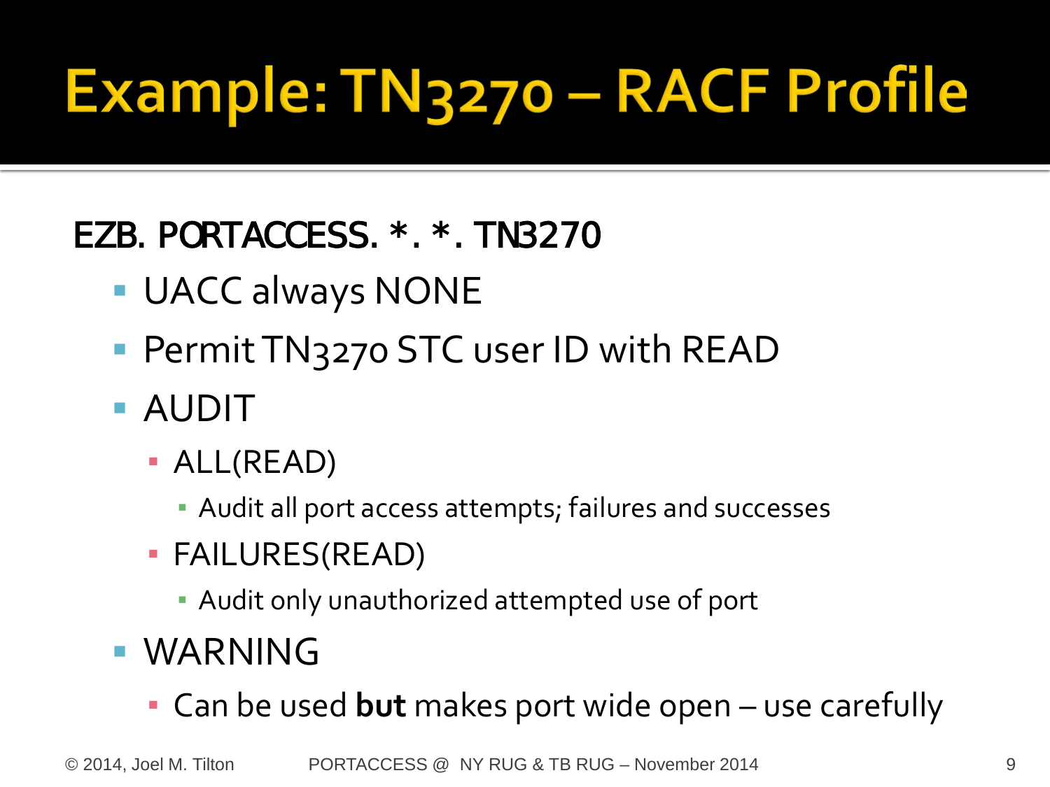# Example: TN3270 – RACF Profile

**EZB.PORTACCESS.*.*.TN3270**

- UACC always NONE
- Permit TN3270 STC user ID with READ
- AUDIT
  - ALL(READ)
    - Audit all port access attempts; failures and successes
  - FAILURES(READ)
    - Audit only unauthorized attempted use of port
- WARNING
  - Can be used **but** makes port wide open – use carefully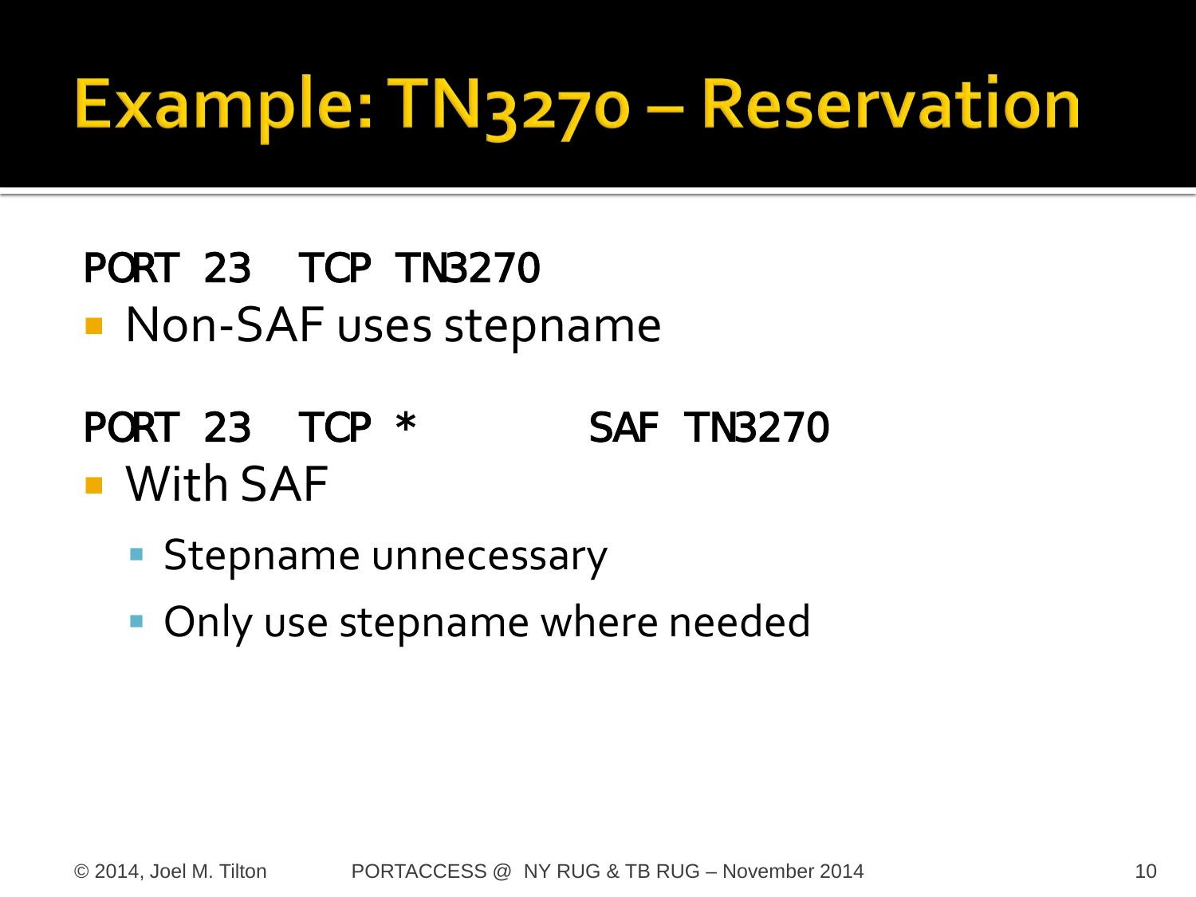# Example: TN3270 – Reservation

```
PORT 23   TCP TN3270
```

- Non-SAF uses stepname

```
PORT 23   TCP *         SAF TN3270
```

- With SAF
  - Stepname unnecessary
  - Only use stepname where needed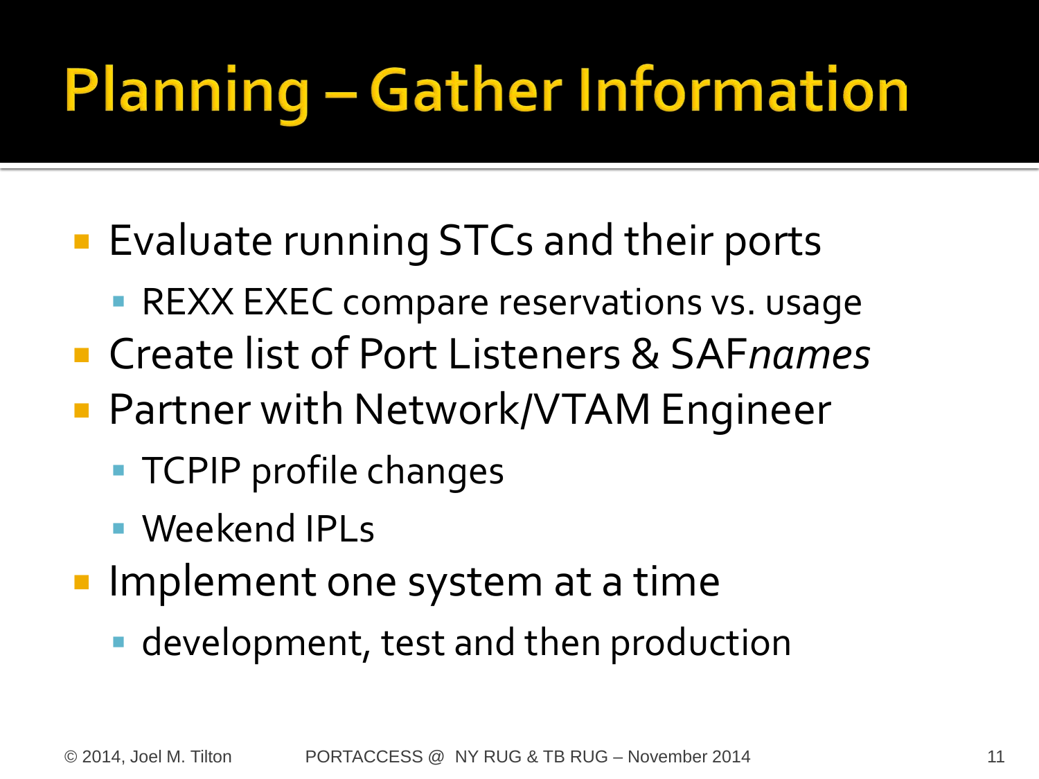# Planning – Gather Information

- Evaluate running STCs and their ports
  - REXX EXEC compare reservations vs. usage
- Create list of Port Listeners & SAF*names*
- Partner with Network/VTAM Engineer
  - TCPIP profile changes
  - Weekend IPLs
- Implement one system at a time
  - development, test and then production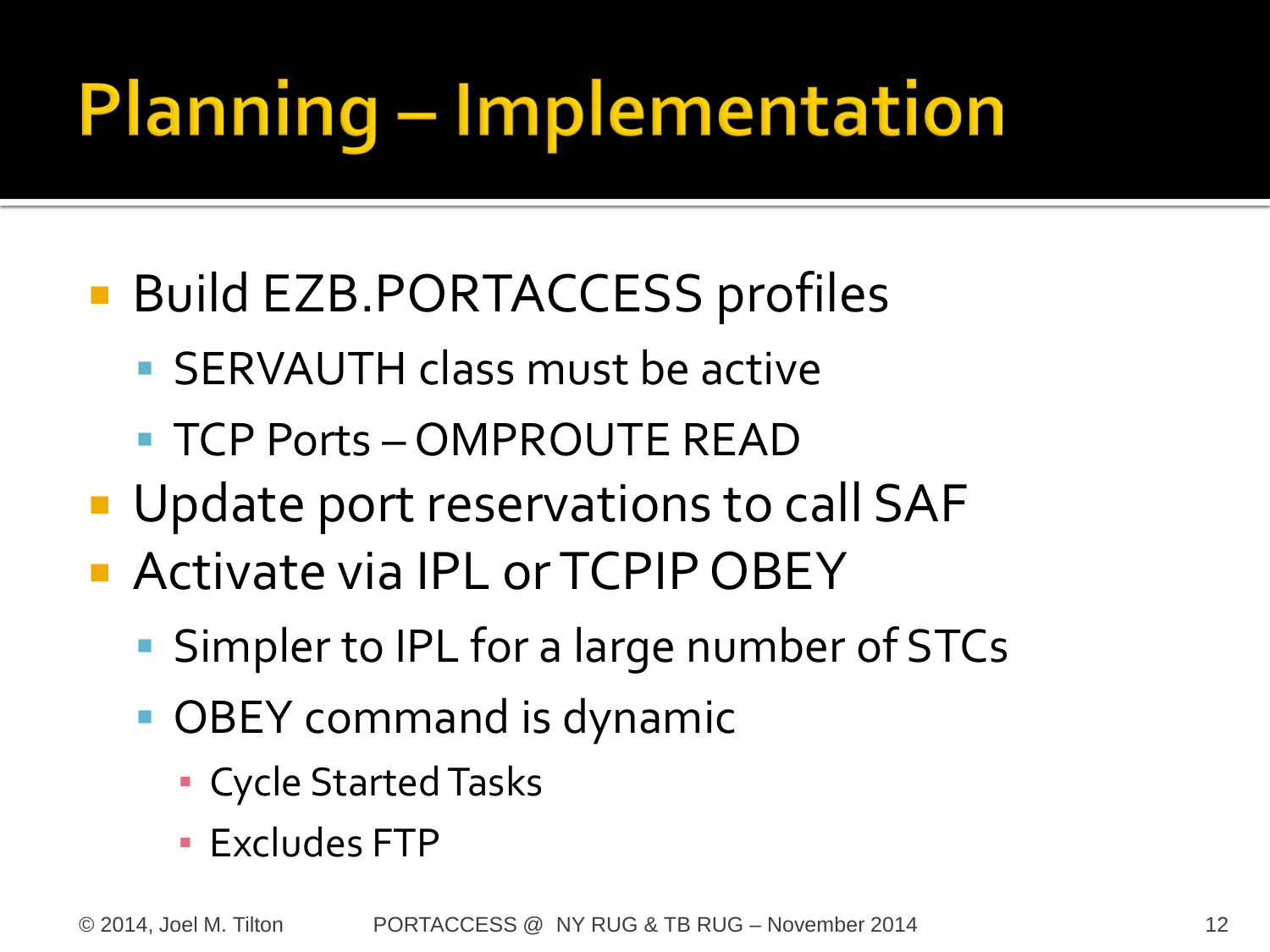# Planning – Implementation

- Build EZB.PORTACCESS profiles
  - SERVAUTH class must be active
  - TCP Ports – OMPROUTE READ
- Update port reservations to call SAF
- Activate via IPL or TCPIP OBEY
  - Simpler to IPL for a large number of STCs
  - OBEY command is dynamic
    - Cycle Started Tasks
    - Excludes FTP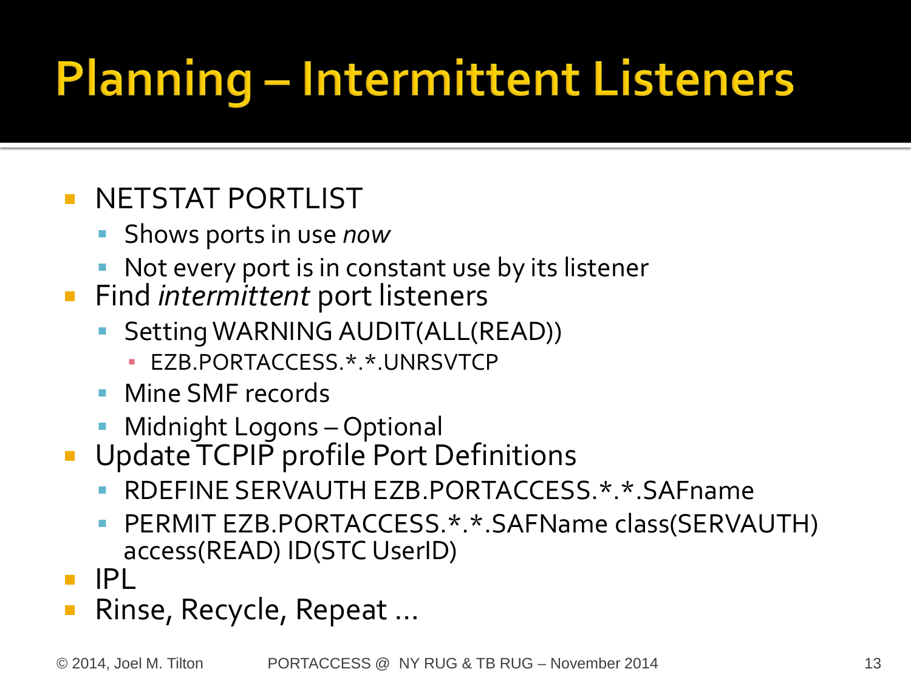# Planning – Intermittent Listeners

- NETSTAT PORTLIST
  - Shows ports in use *now*
  - Not every port is in constant use by its listener
- Find *intermittent* port listeners
  - Setting WARNING AUDIT(ALL(READ))
    - EZB.PORTACCESS.*.*.UNRSVTCP
  - Mine SMF records
  - Midnight Logons – Optional
- Update TCPIP profile Port Definitions
  - RDEFINE SERVAUTH EZB.PORTACCESS.*.*.SAFname
  - PERMIT EZB.PORTACCESS.*.*.SAFName class(SERVAUTH) access(READ) ID(STC UserID)
- IPL
- Rinse, Recycle, Repeat …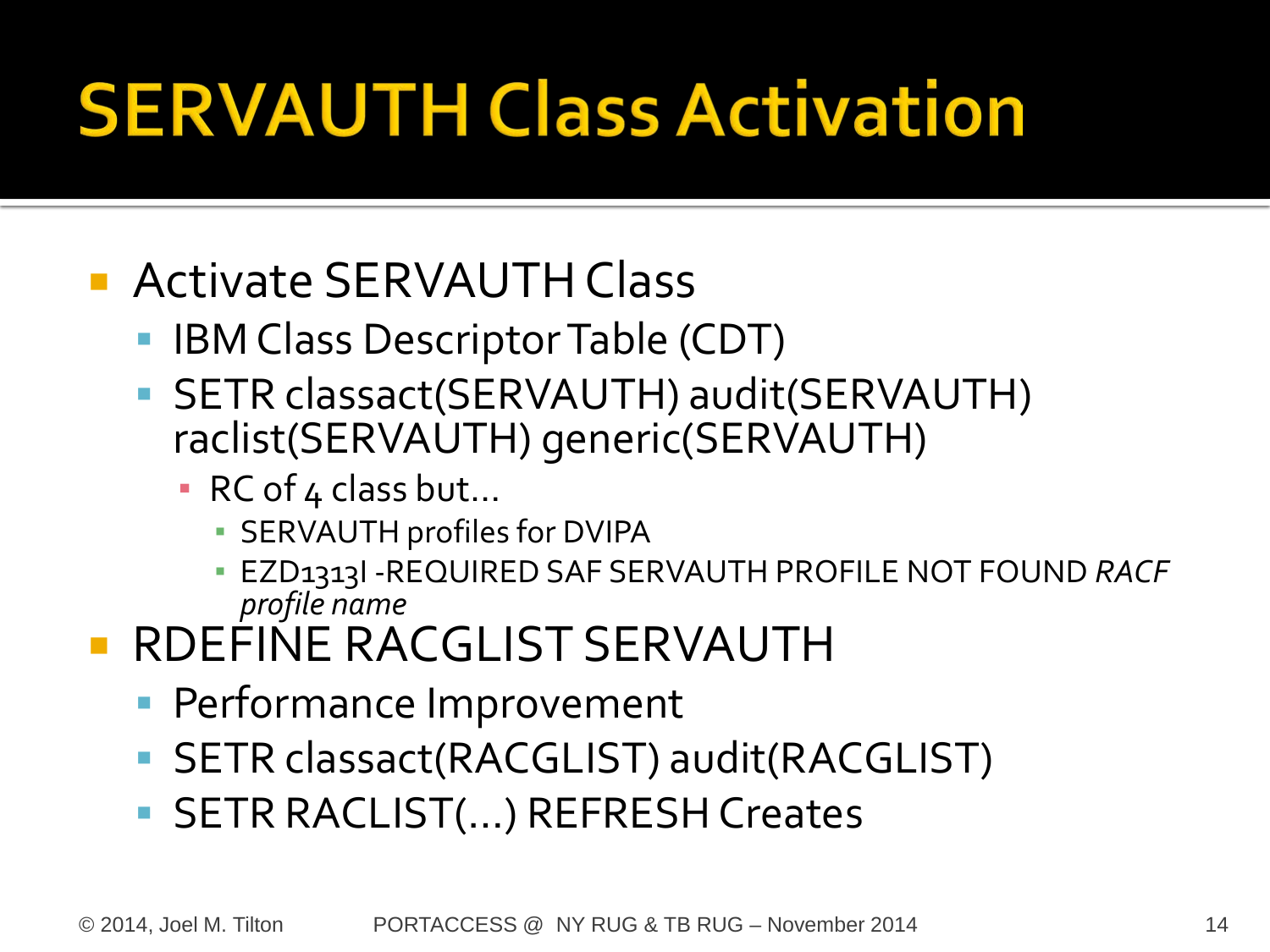# SERVAUTH Class Activation

- Activate SERVAUTH Class
  - IBM Class Descriptor Table (CDT)
  - SETR classact(SERVAUTH) audit(SERVAUTH) raclist(SERVAUTH) generic(SERVAUTH)
    - RC of 4 class but…
      - SERVAUTH profiles for DVIPA
      - EZD1313I -REQUIRED SAF SERVAUTH PROFILE NOT FOUND *RACF profile name*
- RDEFINE RACGLIST SERVAUTH
  - Performance Improvement
  - SETR classact(RACGLIST) audit(RACGLIST)
  - SETR RACLIST(…) REFRESH Creates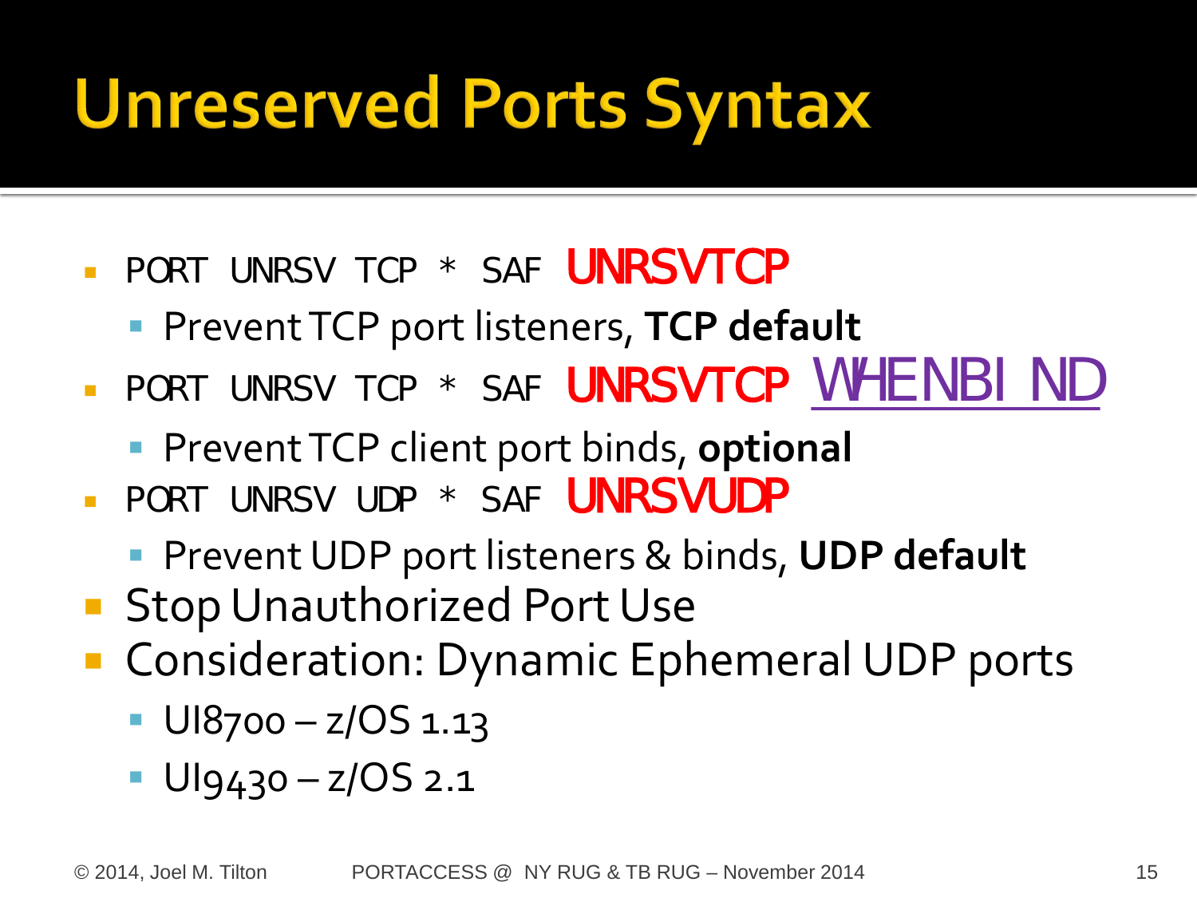# Unreserved Ports Syntax

- PORT UNRSV TCP * SAF UNRSVTCP
  - Prevent TCP port listeners, **TCP default**
- PORT UNRSV TCP * SAF UNRSVTCP WHENBIND
  - Prevent TCP client port binds, **optional**
- PORT UNRSV UDP * SAF UNRSVUDP
  - Prevent UDP port listeners & binds, **UDP default**
- Stop Unauthorized Port Use
- Consideration: Dynamic Ephemeral UDP ports
  - UI8700 – z/OS 1.13
  - UI9430 – z/OS 2.1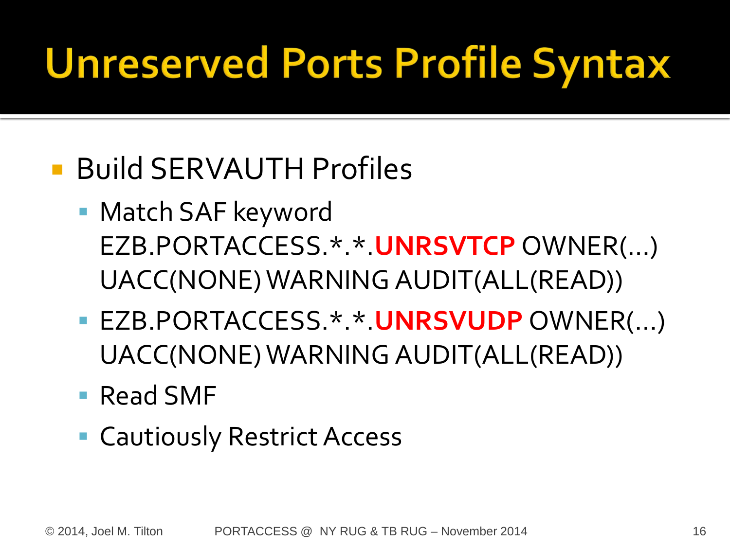# Unreserved Ports Profile Syntax

- Build SERVAUTH Profiles
  - Match SAF keyword EZB.PORTACCESS.*.*.**UNRSVTCP** OWNER(…) UACC(NONE) WARNING AUDIT(ALL(READ))
  - EZB.PORTACCESS.*.*.**UNRSVUDP** OWNER(…) UACC(NONE) WARNING AUDIT(ALL(READ))
  - Read SMF
  - Cautiously Restrict Access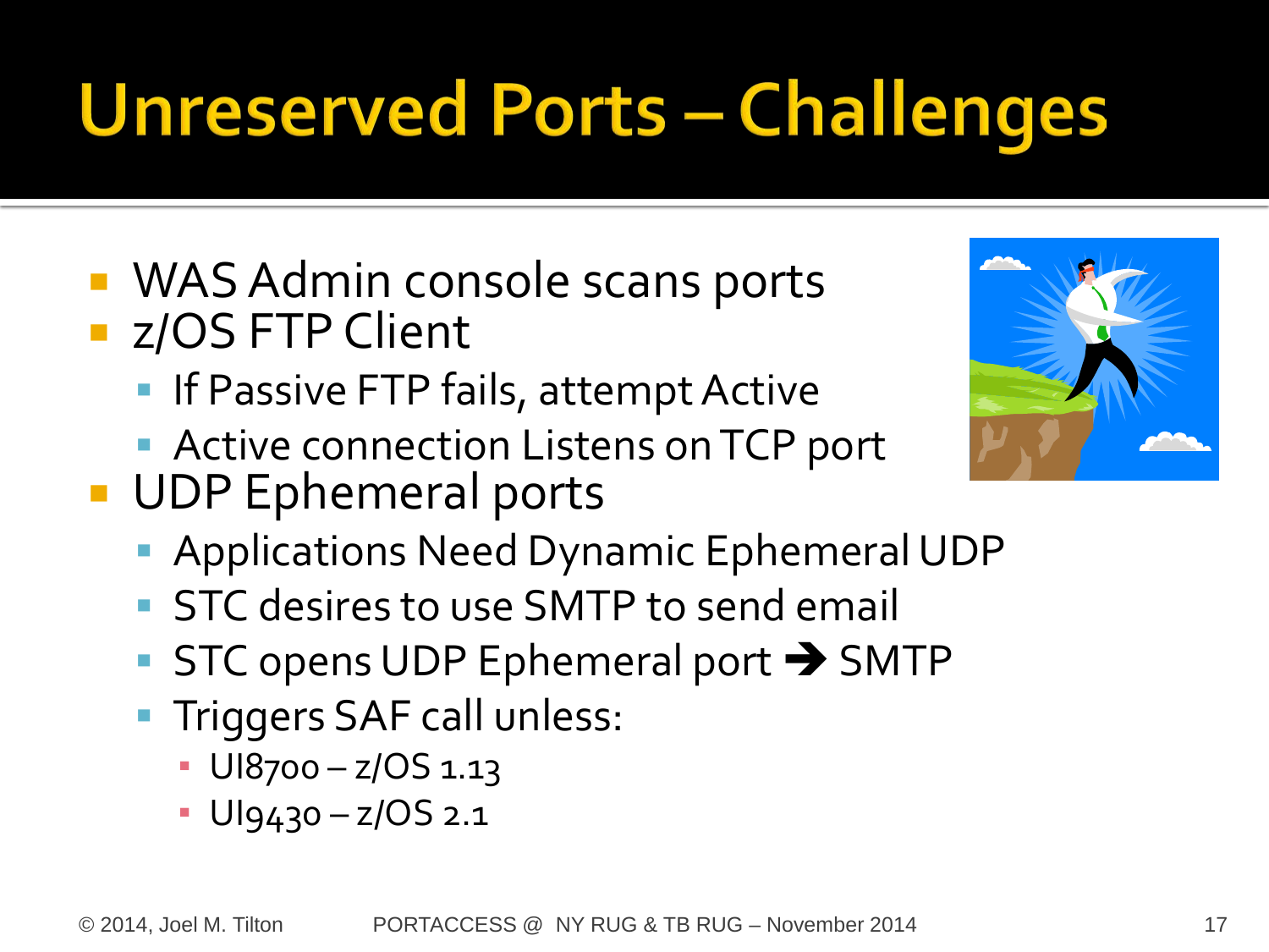# Unreserved Ports – Challenges

- WAS Admin console scans ports
- z/OS FTP Client
  - If Passive FTP fails, attempt Active
  - Active connection Listens on TCP port
- UDP Ephemeral ports
  - Applications Need Dynamic Ephemeral UDP
  - STC desires to use SMTP to send email
  - STC opens UDP Ephemeral port → SMTP
  - Triggers SAF call unless:
    - UI8700 – z/OS 1.13
    - UI9430 – z/OS 2.1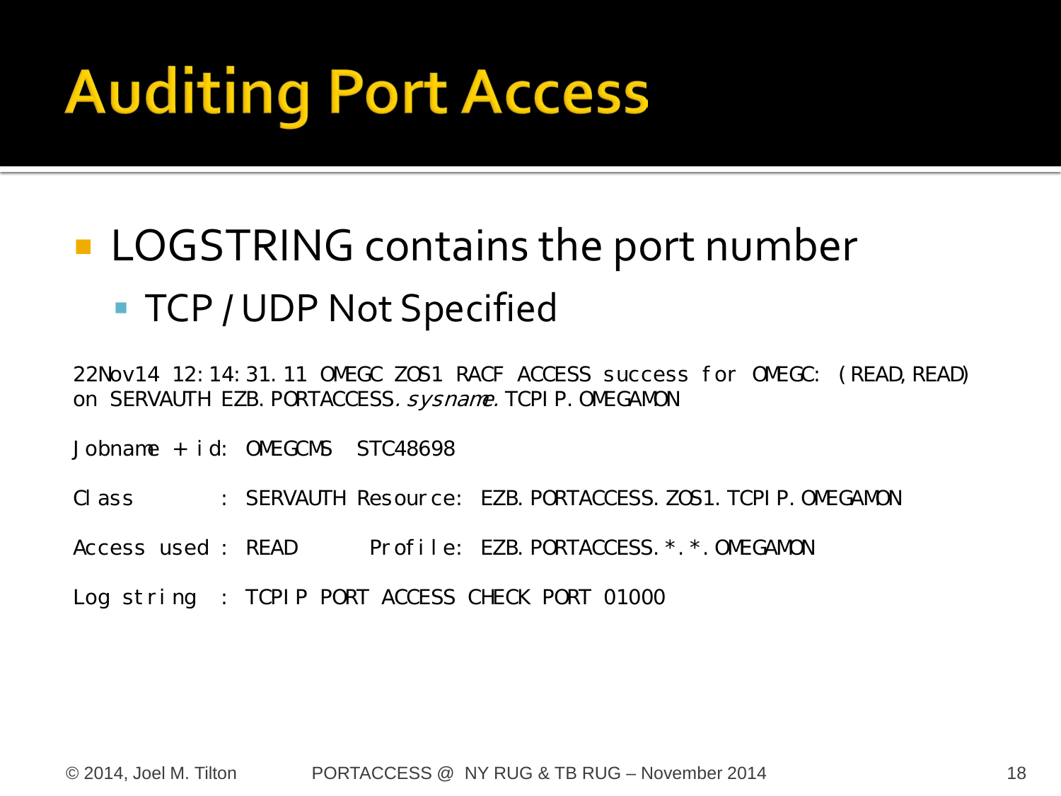# Auditing Port Access

- LOGSTRING contains the port number
  - TCP / UDP Not Specified

```
22Nov14 12:14:31.11 OMEGC ZOS1 RACF ACCESS success for OMEGC: (READ,READ)
on SERVAUTH EZB.PORTACCESS.sysname.TCPIP.OMEGAMON

Jobname + id: OMEGCMS  STC48698

Class       : SERVAUTH Resource: EZB.PORTACCESS.ZOS1.TCPIP.OMEGAMON

Access used : READ       Profile: EZB.PORTACCESS.*.*.OMEGAMON

Log string  : TCPIP PORT ACCESS CHECK PORT 01000
```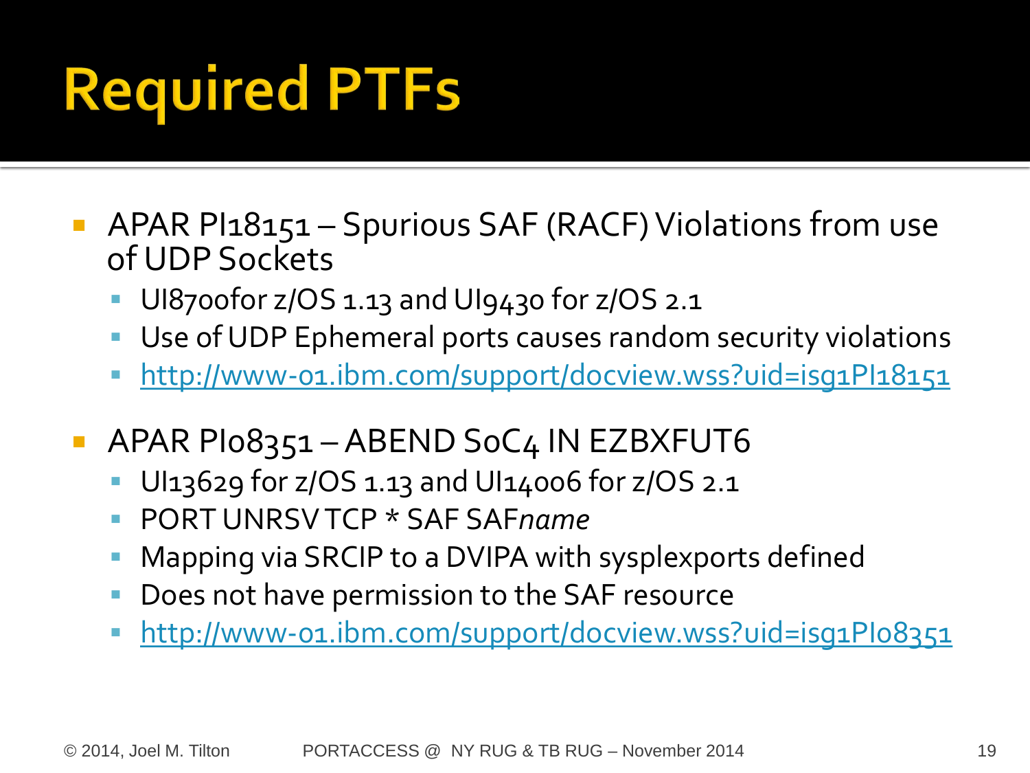# Required PTFs

- APAR PI18151 – Spurious SAF (RACF) Violations from use of UDP Sockets
  - UI8700for z/OS 1.13 and UI9430 for z/OS 2.1
  - Use of UDP Ephemeral ports causes random security violations
  - http://www-01.ibm.com/support/docview.wss?uid=isg1PI18151
- APAR PI08351 – ABEND S0C4 IN EZBXFUT6
  - UI13629 for z/OS 1.13 and UI14006 for z/OS 2.1
  - PORT UNRSV TCP * SAF SAF*name*
  - Mapping via SRCIP to a DVIPA with sysplexports defined
  - Does not have permission to the SAF resource
  - http://www-01.ibm.com/support/docview.wss?uid=isg1PI08351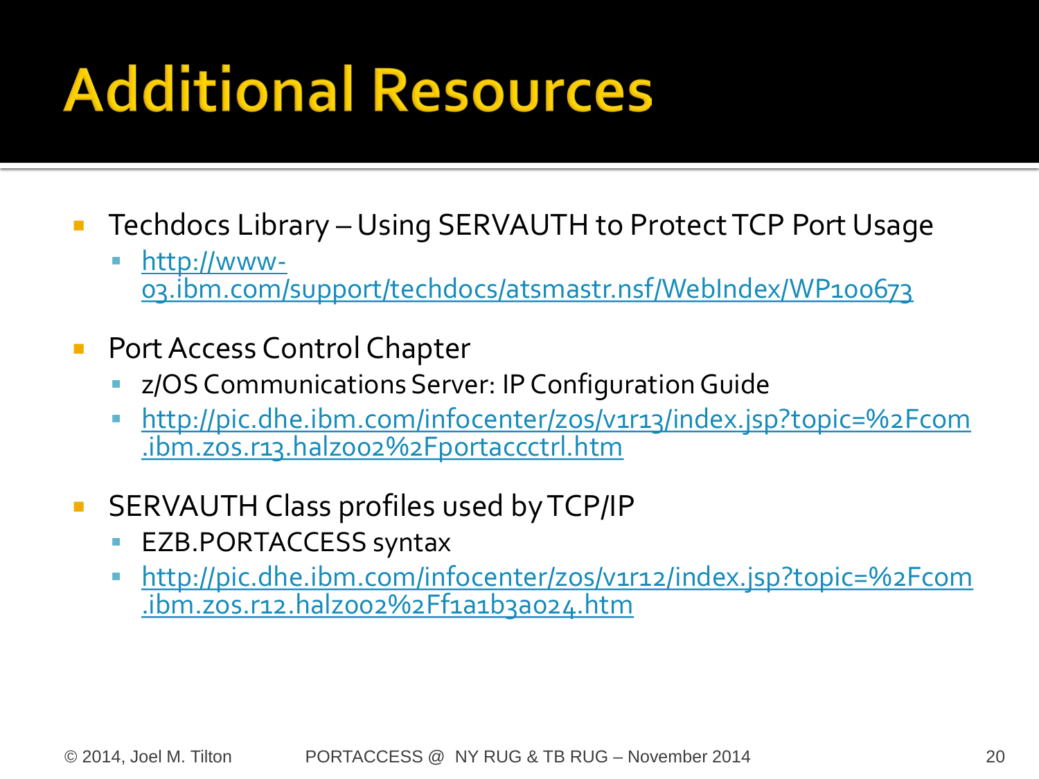# Additional Resources

- Techdocs Library – Using SERVAUTH to Protect TCP Port Usage
  - [http://www-03.ibm.com/support/techdocs/atsmastr.nsf/WebIndex/WP100673](http://www-03.ibm.com/support/techdocs/atsmastr.nsf/WebIndex/WP100673)
- Port Access Control Chapter
  - z/OS Communications Server: IP Configuration Guide
  - [http://pic.dhe.ibm.com/infocenter/zos/v1r13/index.jsp?topic=%2Fcom.ibm.zos.r13.halz002%2Fportaccctrl.htm](http://pic.dhe.ibm.com/infocenter/zos/v1r13/index.jsp?topic=%2Fcom.ibm.zos.r13.halz002%2Fportaccctrl.htm)
- SERVAUTH Class profiles used by TCP/IP
  - EZB.PORTACCESS syntax
  - [http://pic.dhe.ibm.com/infocenter/zos/v1r12/index.jsp?topic=%2Fcom.ibm.zos.r12.halz002%2Ff1a1b3a024.htm](http://pic.dhe.ibm.com/infocenter/zos/v1r12/index.jsp?topic=%2Fcom.ibm.zos.r12.halz002%2Ff1a1b3a024.htm)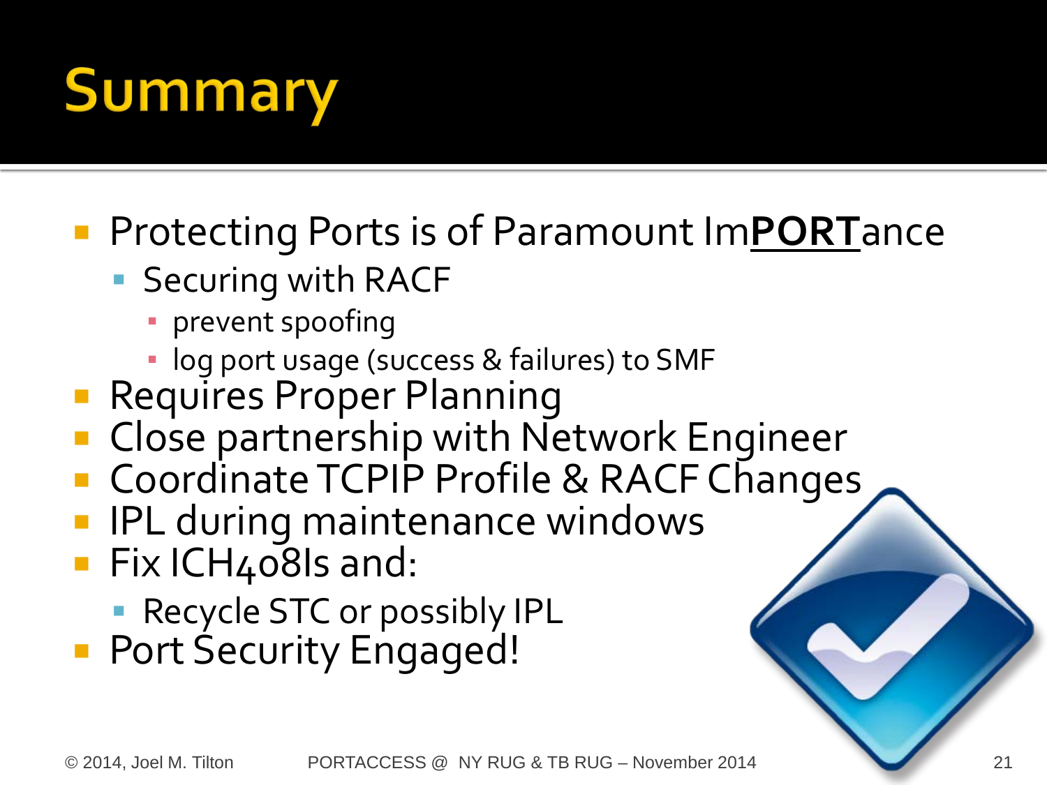# Summary

- Protecting Ports is of Paramount Im**PORT**ance
  - Securing with RACF
    - prevent spoofing
    - log port usage (success & failures) to SMF
- Requires Proper Planning
- Close partnership with Network Engineer
- Coordinate TCPIP Profile & RACF Changes
- IPL during maintenance windows
- Fix ICH408Is and:
  - Recycle STC or possibly IPL
- Port Security Engaged!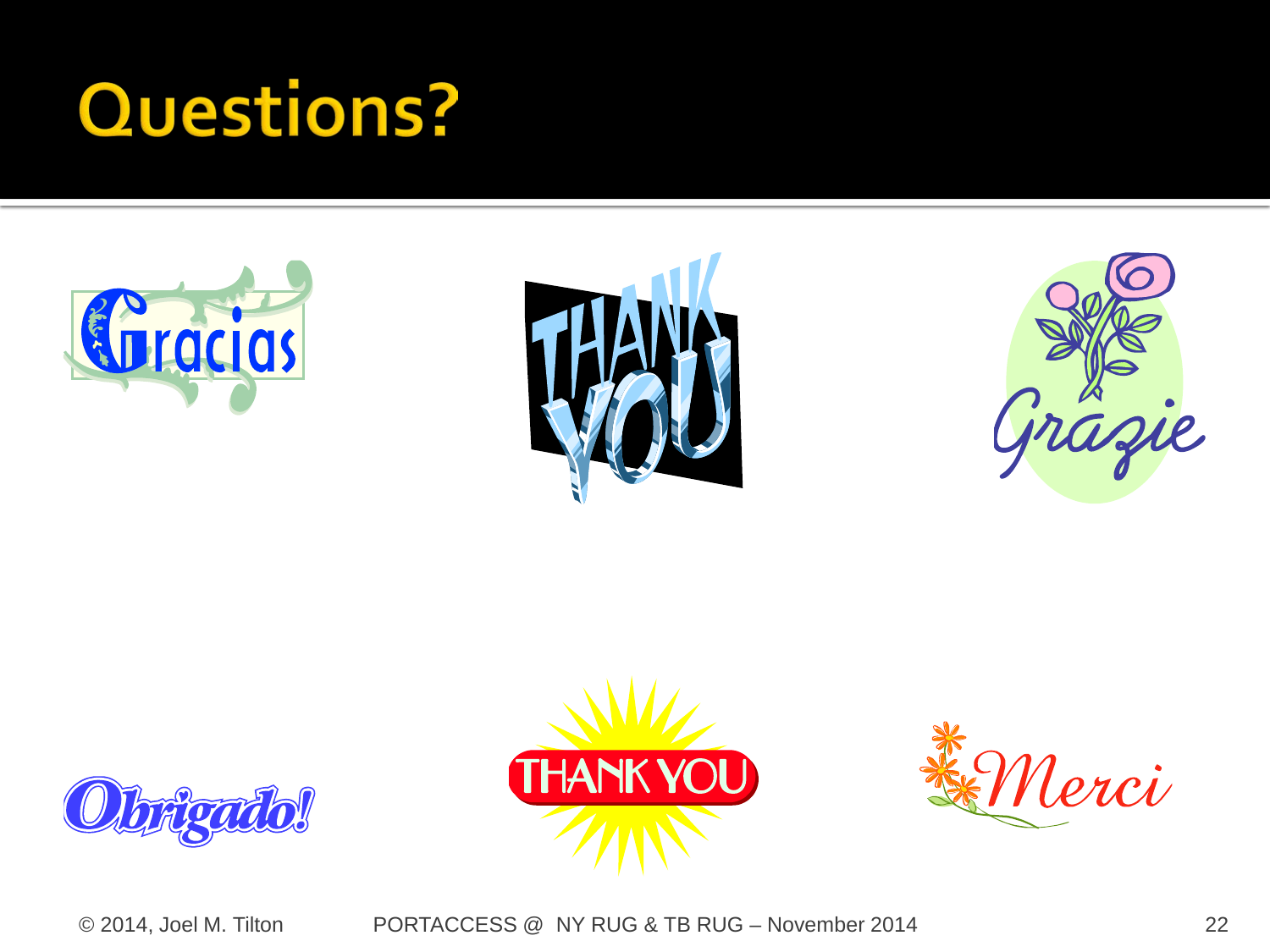# Questions?

Gracias

THANK YOU

Grazie

Obrigado!

THANK YOU

Merci